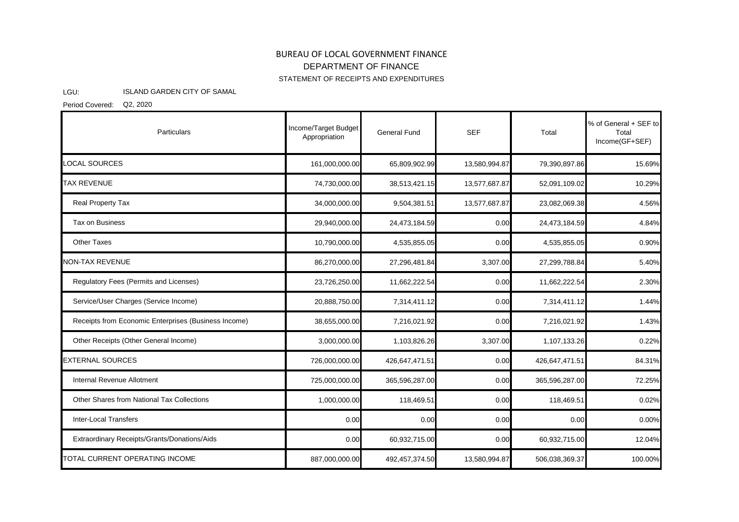# BUREAU OF LOCAL GOVERNMENT FINANCE

## DEPARTMENT OF FINANCE

### STATEMENT OF RECEIPTS AND EXPENDITURES

LGU: ISLAND GARDEN CITY OF SAMAL

Period Covered: Q2, 2020

| Particulars | Income/Target Budget Appropriation | General Fund | SEF | Total | % of General + SEF to Total Income(GF+SEF) |
|---|---|---|---|---|---|
| LOCAL SOURCES | 161,000,000.00 | 65,809,902.99 | 13,580,994.87 | 79,390,897.86 | 15.69% |
| TAX REVENUE | 74,730,000.00 | 38,513,421.15 | 13,577,687.87 | 52,091,109.02 | 10.29% |
| Real Property Tax | 34,000,000.00 | 9,504,381.51 | 13,577,687.87 | 23,082,069.38 | 4.56% |
| Tax on Business | 29,940,000.00 | 24,473,184.59 | 0.00 | 24,473,184.59 | 4.84% |
| Other Taxes | 10,790,000.00 | 4,535,855.05 | 0.00 | 4,535,855.05 | 0.90% |
| NON-TAX REVENUE | 86,270,000.00 | 27,296,481.84 | 3,307.00 | 27,299,788.84 | 5.40% |
| Regulatory Fees (Permits and Licenses) | 23,726,250.00 | 11,662,222.54 | 0.00 | 11,662,222.54 | 2.30% |
| Service/User Charges (Service Income) | 20,888,750.00 | 7,314,411.12 | 0.00 | 7,314,411.12 | 1.44% |
| Receipts from Economic Enterprises (Business Income) | 38,655,000.00 | 7,216,021.92 | 0.00 | 7,216,021.92 | 1.43% |
| Other Receipts (Other General Income) | 3,000,000.00 | 1,103,826.26 | 3,307.00 | 1,107,133.26 | 0.22% |
| EXTERNAL SOURCES | 726,000,000.00 | 426,647,471.51 | 0.00 | 426,647,471.51 | 84.31% |
| Internal Revenue Allotment | 725,000,000.00 | 365,596,287.00 | 0.00 | 365,596,287.00 | 72.25% |
| Other Shares from National Tax Collections | 1,000,000.00 | 118,469.51 | 0.00 | 118,469.51 | 0.02% |
| Inter-Local Transfers | 0.00 | 0.00 | 0.00 | 0.00 | 0.00% |
| Extraordinary Receipts/Grants/Donations/Aids | 0.00 | 60,932,715.00 | 0.00 | 60,932,715.00 | 12.04% |
| TOTAL CURRENT OPERATING INCOME | 887,000,000.00 | 492,457,374.50 | 13,580,994.87 | 506,038,369.37 | 100.00% |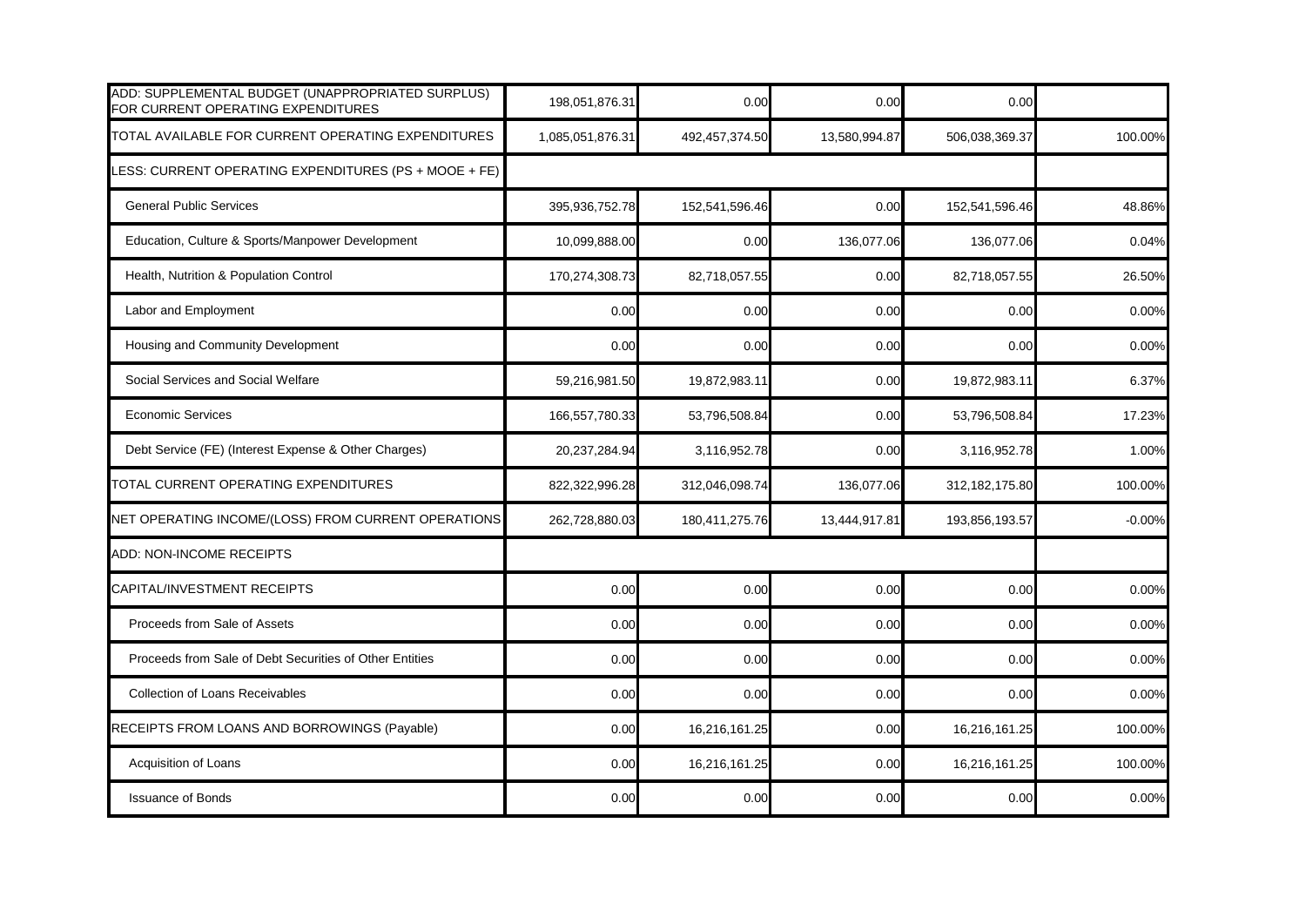| | | | | | |
|---|---|---|---|---|---|
| ADD: SUPPLEMENTAL BUDGET (UNAPPROPRIATED SURPLUS) FOR CURRENT OPERATING EXPENDITURES | 198,051,876.31 | 0.00 | 0.00 | 0.00 | |
| TOTAL AVAILABLE FOR CURRENT OPERATING EXPENDITURES | 1,085,051,876.31 | 492,457,374.50 | 13,580,994.87 | 506,038,369.37 | 100.00% |
| LESS: CURRENT OPERATING EXPENDITURES (PS + MOOE + FE) | | | | | |
| General Public Services | 395,936,752.78 | 152,541,596.46 | 0.00 | 152,541,596.46 | 48.86% |
| Education, Culture & Sports/Manpower Development | 10,099,888.00 | 0.00 | 136,077.06 | 136,077.06 | 0.04% |
| Health, Nutrition & Population Control | 170,274,308.73 | 82,718,057.55 | 0.00 | 82,718,057.55 | 26.50% |
| Labor and Employment | 0.00 | 0.00 | 0.00 | 0.00 | 0.00% |
| Housing and Community Development | 0.00 | 0.00 | 0.00 | 0.00 | 0.00% |
| Social Services and Social Welfare | 59,216,981.50 | 19,872,983.11 | 0.00 | 19,872,983.11 | 6.37% |
| Economic Services | 166,557,780.33 | 53,796,508.84 | 0.00 | 53,796,508.84 | 17.23% |
| Debt Service (FE) (Interest Expense & Other Charges) | 20,237,284.94 | 3,116,952.78 | 0.00 | 3,116,952.78 | 1.00% |
| TOTAL CURRENT OPERATING EXPENDITURES | 822,322,996.28 | 312,046,098.74 | 136,077.06 | 312,182,175.80 | 100.00% |
| NET OPERATING INCOME/(LOSS) FROM CURRENT OPERATIONS | 262,728,880.03 | 180,411,275.76 | 13,444,917.81 | 193,856,193.57 | -0.00% |
| ADD: NON-INCOME RECEIPTS | | | | | |
| CAPITAL/INVESTMENT RECEIPTS | 0.00 | 0.00 | 0.00 | 0.00 | 0.00% |
| Proceeds from Sale of Assets | 0.00 | 0.00 | 0.00 | 0.00 | 0.00% |
| Proceeds from Sale of Debt Securities of Other Entities | 0.00 | 0.00 | 0.00 | 0.00 | 0.00% |
| Collection of Loans Receivables | 0.00 | 0.00 | 0.00 | 0.00 | 0.00% |
| RECEIPTS FROM LOANS AND BORROWINGS (Payable) | 0.00 | 16,216,161.25 | 0.00 | 16,216,161.25 | 100.00% |
| Acquisition of Loans | 0.00 | 16,216,161.25 | 0.00 | 16,216,161.25 | 100.00% |
| Issuance of Bonds | 0.00 | 0.00 | 0.00 | 0.00 | 0.00% |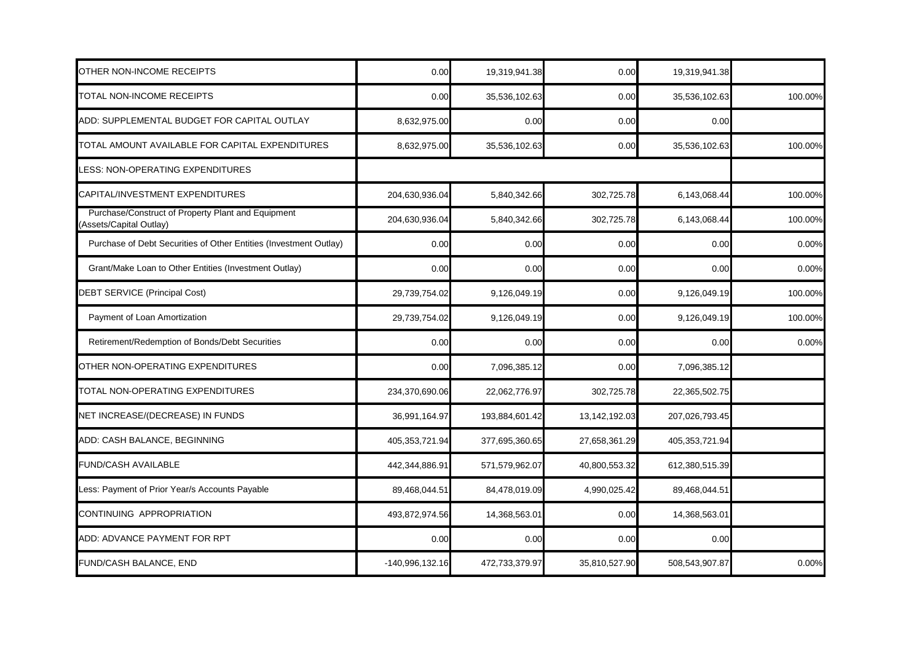| | | | | | |
|---|---|---|---|---|---|
| OTHER NON-INCOME RECEIPTS | 0.00 | 19,319,941.38 | 0.00 | 19,319,941.38 | |
| TOTAL NON-INCOME RECEIPTS | 0.00 | 35,536,102.63 | 0.00 | 35,536,102.63 | 100.00% |
| ADD: SUPPLEMENTAL BUDGET FOR CAPITAL OUTLAY | 8,632,975.00 | 0.00 | 0.00 | 0.00 | |
| TOTAL AMOUNT AVAILABLE FOR CAPITAL EXPENDITURES | 8,632,975.00 | 35,536,102.63 | 0.00 | 35,536,102.63 | 100.00% |
| LESS: NON-OPERATING EXPENDITURES | | | | | |
| CAPITAL/INVESTMENT EXPENDITURES | 204,630,936.04 | 5,840,342.66 | 302,725.78 | 6,143,068.44 | 100.00% |
| Purchase/Construct of Property Plant and Equipment (Assets/Capital Outlay) | 204,630,936.04 | 5,840,342.66 | 302,725.78 | 6,143,068.44 | 100.00% |
| Purchase of Debt Securities of Other Entities (Investment Outlay) | 0.00 | 0.00 | 0.00 | 0.00 | 0.00% |
| Grant/Make Loan to Other Entities (Investment Outlay) | 0.00 | 0.00 | 0.00 | 0.00 | 0.00% |
| DEBT SERVICE (Principal Cost) | 29,739,754.02 | 9,126,049.19 | 0.00 | 9,126,049.19 | 100.00% |
| Payment of Loan Amortization | 29,739,754.02 | 9,126,049.19 | 0.00 | 9,126,049.19 | 100.00% |
| Retirement/Redemption of Bonds/Debt Securities | 0.00 | 0.00 | 0.00 | 0.00 | 0.00% |
| OTHER NON-OPERATING EXPENDITURES | 0.00 | 7,096,385.12 | 0.00 | 7,096,385.12 | |
| TOTAL NON-OPERATING EXPENDITURES | 234,370,690.06 | 22,062,776.97 | 302,725.78 | 22,365,502.75 | |
| NET INCREASE/(DECREASE) IN FUNDS | 36,991,164.97 | 193,884,601.42 | 13,142,192.03 | 207,026,793.45 | |
| ADD: CASH BALANCE, BEGINNING | 405,353,721.94 | 377,695,360.65 | 27,658,361.29 | 405,353,721.94 | |
| FUND/CASH AVAILABLE | 442,344,886.91 | 571,579,962.07 | 40,800,553.32 | 612,380,515.39 | |
| Less: Payment of Prior Year/s Accounts Payable | 89,468,044.51 | 84,478,019.09 | 4,990,025.42 | 89,468,044.51 | |
| CONTINUING APPROPRIATION | 493,872,974.56 | 14,368,563.01 | 0.00 | 14,368,563.01 | |
| ADD: ADVANCE PAYMENT FOR RPT | 0.00 | 0.00 | 0.00 | 0.00 | |
| FUND/CASH BALANCE, END | -140,996,132.16 | 472,733,379.97 | 35,810,527.90 | 508,543,907.87 | 0.00% |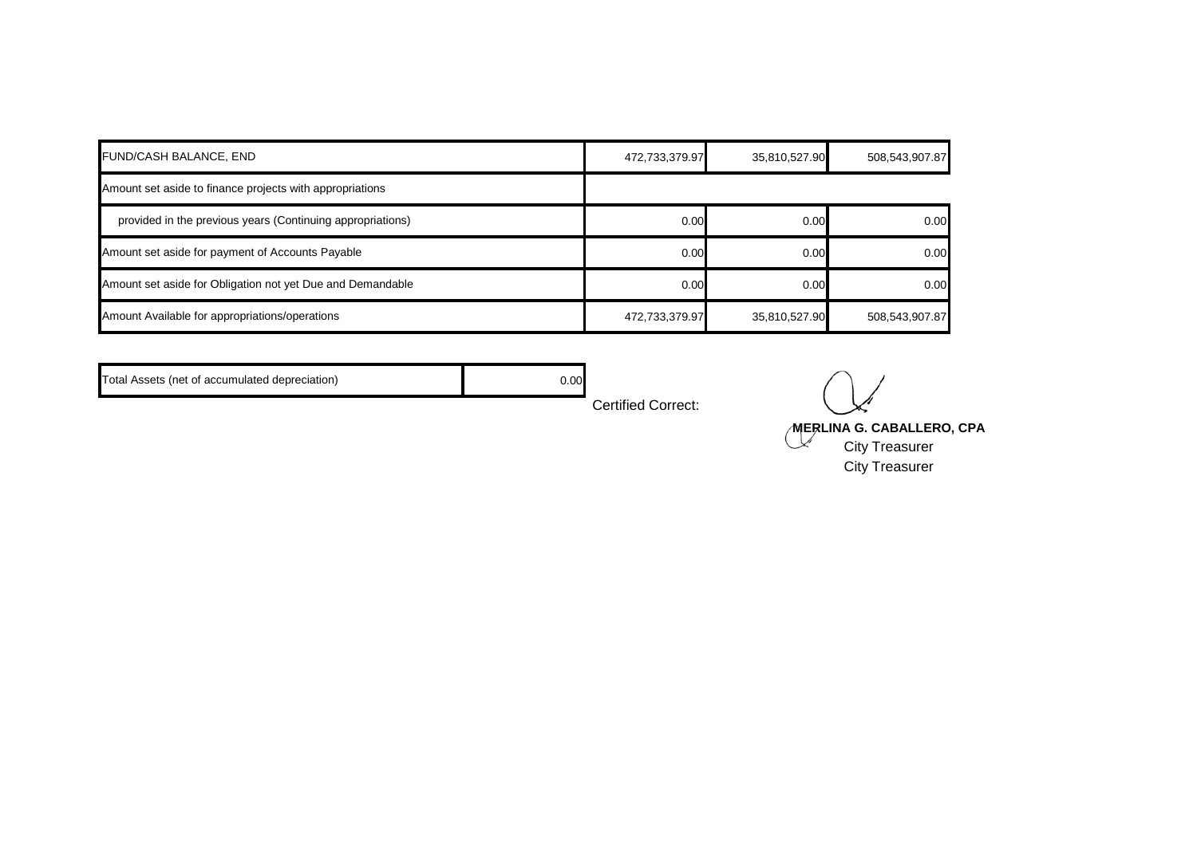| | | | |
|---|---|---|---|
| FUND/CASH BALANCE, END | 472,733,379.97 | 35,810,527.90 | 508,543,907.87 |
| Amount set aside to finance projects with appropriations | | | |
| provided in the previous years (Continuing appropriations) | 0.00 | 0.00 | 0.00 |
| Amount set aside for payment of Accounts Payable | 0.00 | 0.00 | 0.00 |
| Amount set aside for Obligation not yet Due and Demandable | 0.00 | 0.00 | 0.00 |
| Amount Available for appropriations/operations | 472,733,379.97 | 35,810,527.90 | 508,543,907.87 |

| | |
|---|---|
| Total Assets (net of accumulated depreciation) | 0.00 |

Certified Correct:

**MERLINA G. CABALLERO, CPA**
City Treasurer
City Treasurer